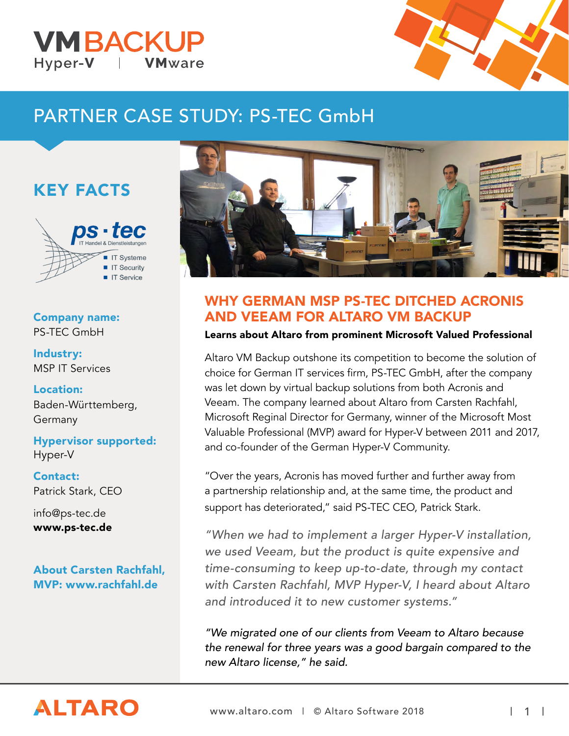# VMBACKUP

Hyper-V | VMware

## PARTNER CASE STUDY: PS-TEC GmbH

### KEY FACTS

ps · tec
IT Handel & Dienstleistungen

- IT Systeme
- IT Security
- IT Service

**Company name:**
PS-TEC GmbH

**Industry:**
MSP IT Services

**Location:**
Baden-Württemberg, Germany

**Hypervisor supported:**
Hyper-V

**Contact:**
Patrick Stark, CEO

info@ps-tec.de
**www.ps-tec.de**

**About Carsten Rachfahl, MVP: www.rachfahl.de**

## WHY GERMAN MSP PS-TEC DITCHED ACRONIS AND VEEAM FOR ALTARO VM BACKUP

**Learns about Altaro from prominent Microsoft Valued Professional**

Altaro VM Backup outshone its competition to become the solution of choice for German IT services firm, PS-TEC GmbH, after the company was let down by virtual backup solutions from both Acronis and Veeam. The company learned about Altaro from Carsten Rachfahl, Microsoft Reginal Director for Germany, winner of the Microsoft Most Valuable Professional (MVP) award for Hyper-V between 2011 and 2017, and co-founder of the German Hyper-V Community.

"Over the years, Acronis has moved further and further away from a partnership relationship and, at the same time, the product and support has deteriorated," said PS-TEC CEO, Patrick Stark.

*"When we had to implement a larger Hyper-V installation, we used Veeam, but the product is quite expensive and time-consuming to keep up-to-date, through my contact with Carsten Rachfahl, MVP Hyper-V, I heard about Altaro and introduced it to new customer systems."*

*"We migrated one of our clients from Veeam to Altaro because the renewal for three years was a good bargain compared to the new Altaro license," he said.*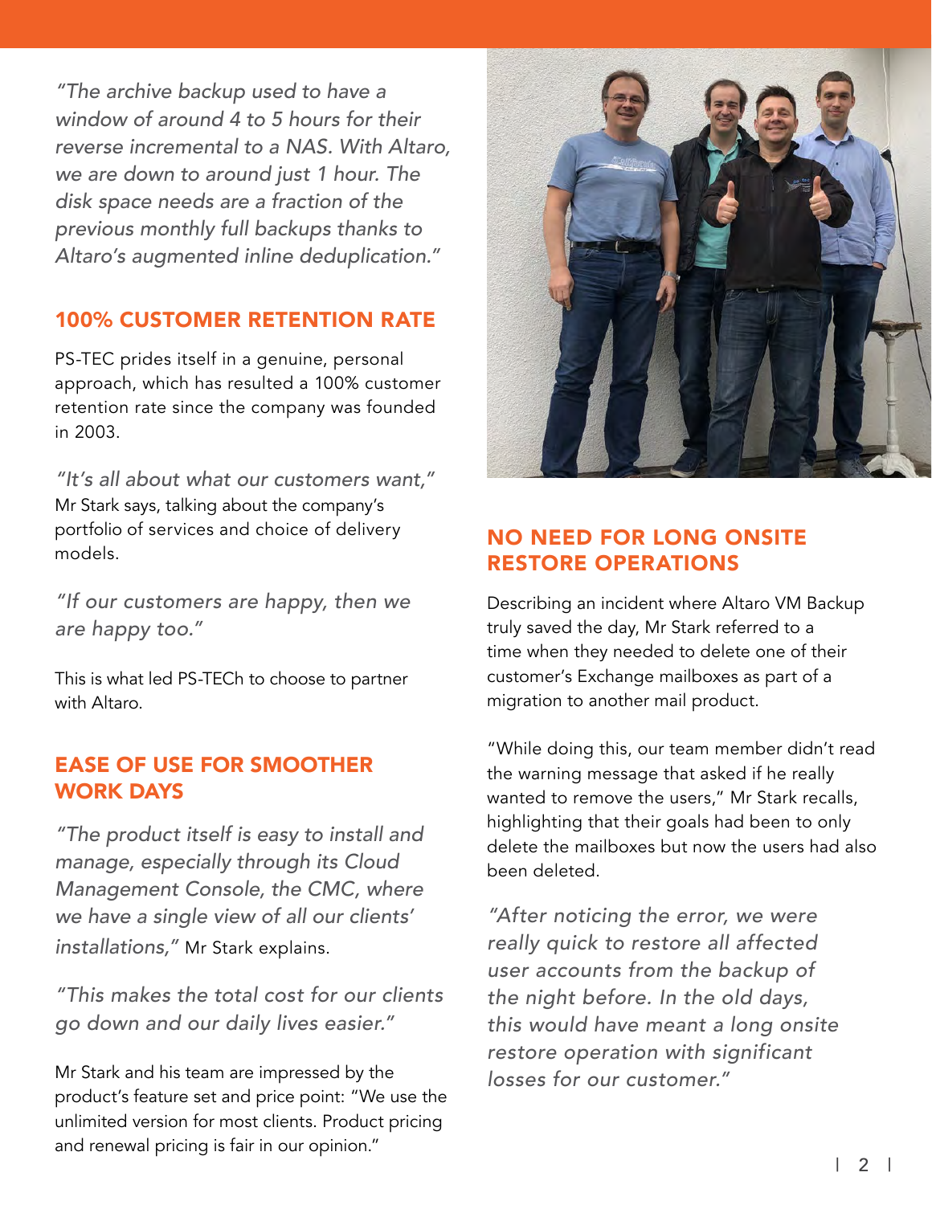*"The archive backup used to have a window of around 4 to 5 hours for their reverse incremental to a NAS. With Altaro, we are down to around just 1 hour. The disk space needs are a fraction of the previous monthly full backups thanks to Altaro's augmented inline deduplication."*

## 100% CUSTOMER RETENTION RATE

PS-TEC prides itself in a genuine, personal approach, which has resulted a 100% customer retention rate since the company was founded in 2003.

*"It's all about what our customers want,"* Mr Stark says, talking about the company's portfolio of services and choice of delivery models.

*"If our customers are happy, then we are happy too."*

This is what led PS-TECh to choose to partner with Altaro.

## EASE OF USE FOR SMOOTHER WORK DAYS

*"The product itself is easy to install and manage, especially through its Cloud Management Console, the CMC, where we have a single view of all our clients' installations,"* Mr Stark explains.

*"This makes the total cost for our clients go down and our daily lives easier."*

Mr Stark and his team are impressed by the product's feature set and price point: "We use the unlimited version for most clients. Product pricing and renewal pricing is fair in our opinion."

## NO NEED FOR LONG ONSITE RESTORE OPERATIONS

Describing an incident where Altaro VM Backup truly saved the day, Mr Stark referred to a time when they needed to delete one of their customer's Exchange mailboxes as part of a migration to another mail product.

"While doing this, our team member didn't read the warning message that asked if he really wanted to remove the users," Mr Stark recalls, highlighting that their goals had been to only delete the mailboxes but now the users had also been deleted.

*"After noticing the error, we were really quick to restore all affected user accounts from the backup of the night before. In the old days, this would have meant a long onsite restore operation with significant losses for our customer."*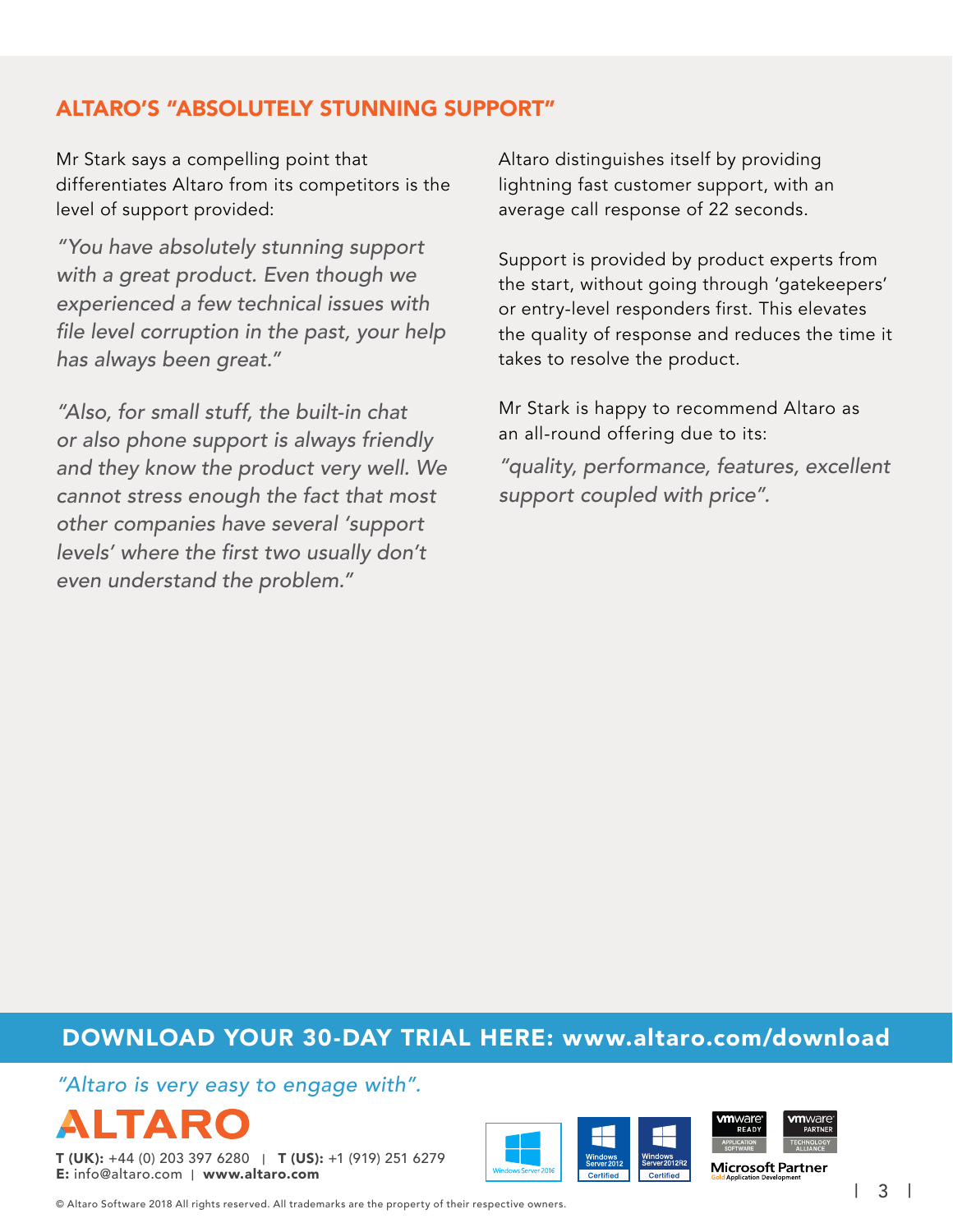## ALTARO'S "ABSOLUTELY STUNNING SUPPORT"

Mr Stark says a compelling point that differentiates Altaro from its competitors is the level of support provided:

*"You have absolutely stunning support with a great product. Even though we experienced a few technical issues with file level corruption in the past, your help has always been great."*

*"Also, for small stuff, the built-in chat or also phone support is always friendly and they know the product very well. We cannot stress enough the fact that most other companies have several 'support levels' where the first two usually don't even understand the problem."*

Altaro distinguishes itself by providing lightning fast customer support, with an average call response of 22 seconds.

Support is provided by product experts from the start, without going through 'gatekeepers' or entry-level responders first. This elevates the quality of response and reduces the time it takes to resolve the product.

Mr Stark is happy to recommend Altaro as an all-round offering due to its:

*"quality, performance, features, excellent support coupled with price".*

**DOWNLOAD YOUR 30-DAY TRIAL HERE: www.altaro.com/download**

*"Altaro is very easy to engage with".*

ALTARO

**T (UK):** +44 (0) 203 397 6280 | **T (US):** +1 (919) 251 6279
**E:** info@altaro.com | **www.altaro.com**

Windows Server 2016 | Windows Server 2012 Certified | Windows Server 2012 R2 Certified | vmware READY APPLICATION SOFTWARE | vmware PARTNER TECHNOLOGY ALLIANCE | Microsoft Partner Gold Application Development

© Altaro Software 2018 All rights reserved. All trademarks are the property of their respective owners.